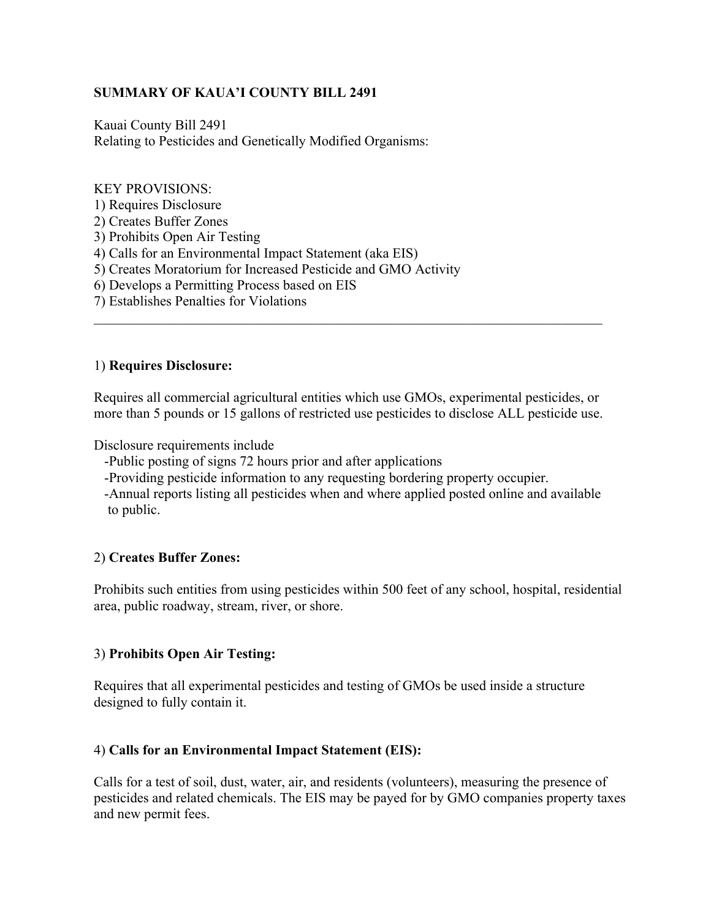**SUMMARY OF KAUA'I COUNTY BILL 2491**

Kauai County Bill 2491
Relating to Pesticides and Genetically Modified Organisms:

KEY PROVISIONS:
1) Requires Disclosure
2) Creates Buffer Zones
3) Prohibits Open Air Testing
4) Calls for an Environmental Impact Statement (aka EIS)
5) Creates Moratorium for Increased Pesticide and GMO Activity
6) Develops a Permitting Process based on EIS
7) Establishes Penalties for Violations

---

1) **Requires Disclosure:**

Requires all commercial agricultural entities which use GMOs, experimental pesticides, or more than 5 pounds or 15 gallons of restricted use pesticides to disclose ALL pesticide use.

Disclosure requirements include
- Public posting of signs 72 hours prior and after applications
- Providing pesticide information to any requesting bordering property occupier.
- Annual reports listing all pesticides when and where applied posted online and available to public.

2) **Creates Buffer Zones:**

Prohibits such entities from using pesticides within 500 feet of any school, hospital, residential area, public roadway, stream, river, or shore.

3) **Prohibits Open Air Testing:**

Requires that all experimental pesticides and testing of GMOs be used inside a structure designed to fully contain it.

4) **Calls for an Environmental Impact Statement (EIS):**

Calls for a test of soil, dust, water, air, and residents (volunteers), measuring the presence of pesticides and related chemicals. The EIS may be payed for by GMO companies property taxes and new permit fees.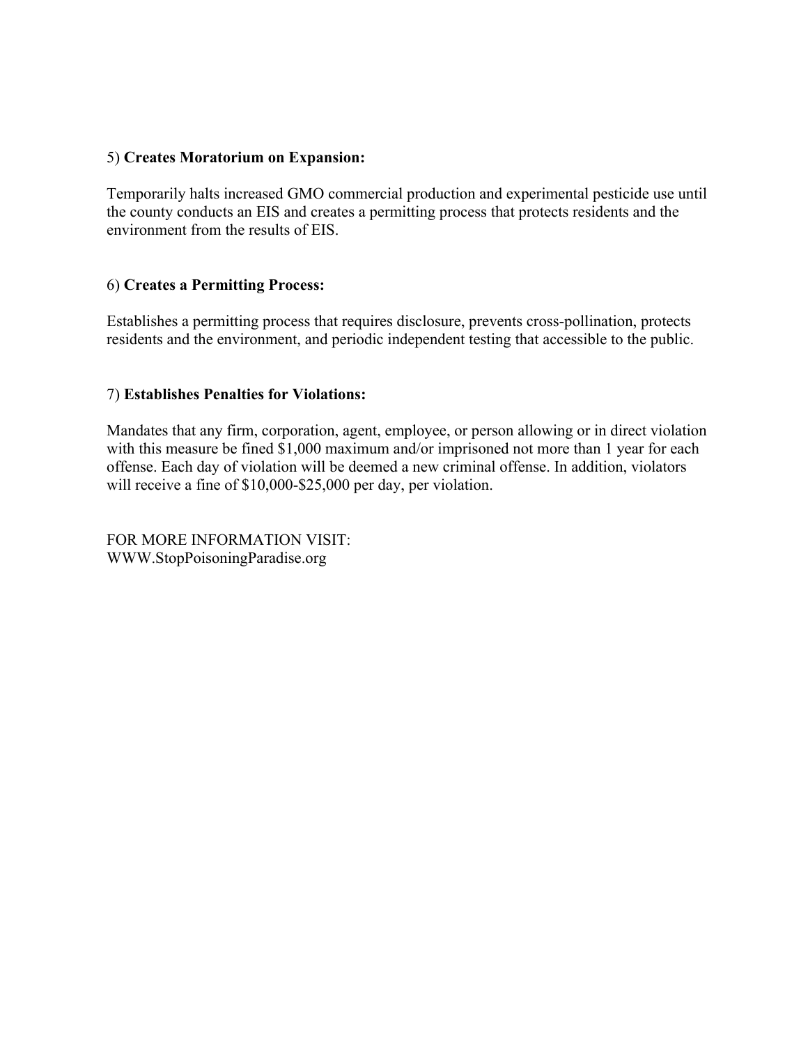5) **Creates Moratorium on Expansion:**

Temporarily halts increased GMO commercial production and experimental pesticide use until the county conducts an EIS and creates a permitting process that protects residents and the environment from the results of EIS.

6) **Creates a Permitting Process:**

Establishes a permitting process that requires disclosure, prevents cross-pollination, protects residents and the environment, and periodic independent testing that accessible to the public.

7) **Establishes Penalties for Violations:**

Mandates that any firm, corporation, agent, employee, or person allowing or in direct violation with this measure be fined $1,000 maximum and/or imprisoned not more than 1 year for each offense. Each day of violation will be deemed a new criminal offense. In addition, violators will receive a fine of $10,000-$25,000 per day, per violation.

FOR MORE INFORMATION VISIT:
WWW.StopPoisoningParadise.org